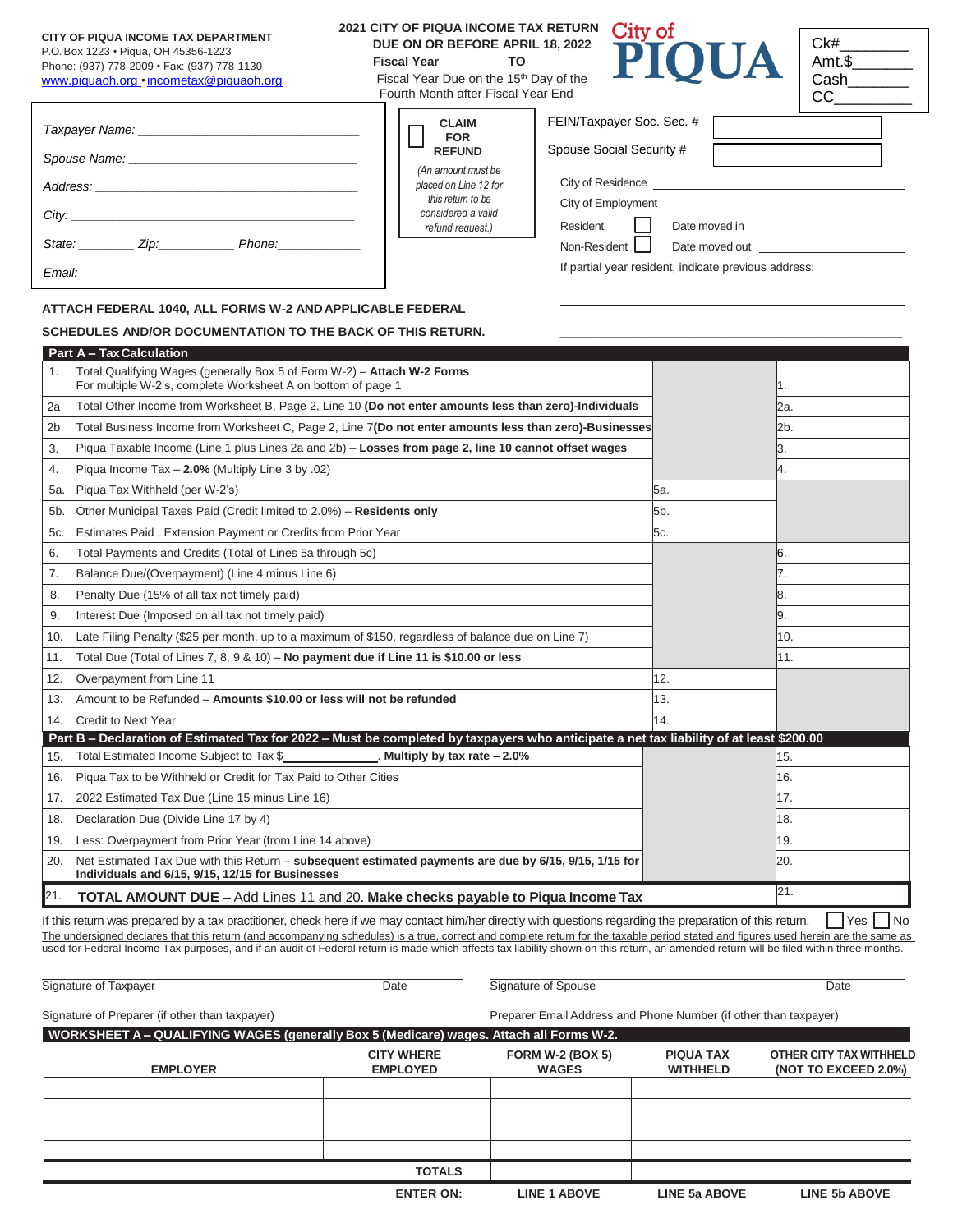**CITY OF PIQUA INCOME TAX DEPARTMENT**
P.O. Box 1223 • Piqua, OH 45356-1223
Phone: (937) 778-2009 • Fax: (937) 778-1130
www.piquaoh.org • incometax@piquaoh.org

# 2021 CITY OF PIQUA INCOME TAX RETURN
**DUE ON OR BEFORE APRIL 18, 2022**
**Fiscal Year** ________ **TO** ________
Fiscal Year Due on the 15th Day of the Fourth Month after Fiscal Year End

City of PIQUA

Ck#________
Amt.$_______
Cash_______
CC_________

*Taxpayer Name:* ______________________
*Spouse Name:* ______________________
*Address:* ______________________
*City:* ______________________
*State:* ________ *Zip:* __________ *Phone:* ____________
*Email:* ______________________

☐ **CLAIM FOR REFUND**
*(An amount must be placed on Line 12 for this return to be considered a valid refund request.)*

FEIN/Taxpayer Soc. Sec. # ______________
Spouse Social Security # ______________
City of Residence ______________
City of Employment ______________
Resident ☐ Date moved in ______________
Non-Resident ☐ Date moved out ______________
If partial year resident, indicate previous address:
______________________
______________________

**ATTACH FEDERAL 1040, ALL FORMS W-2 AND APPLICABLE FEDERAL SCHEDULES AND/OR DOCUMENTATION TO THE BACK OF THIS RETURN.**

| **Part A – Tax Calculation** | | | |
|---|---|---|---|
| 1. | Total Qualifying Wages (generally Box 5 of Form W-2) – **Attach W-2 Forms**<br>For multiple W-2's, complete Worksheet A on bottom of page 1 | | 1. |
| 2a | Total Other Income from Worksheet B, Page 2, Line 10 **(Do not enter amounts less than zero)-Individuals** | | 2a. |
| 2b | Total Business Income from Worksheet C, Page 2, Line 7**(Do not enter amounts less than zero)-Businesses** | | 2b. |
| 3. | Piqua Taxable Income (Line 1 plus Lines 2a and 2b) – **Losses from page 2, line 10 cannot offset wages** | | 3. |
| 4. | Piqua Income Tax – **2.0%** (Multiply Line 3 by .02) | | 4. |
| 5a. | Piqua Tax Withheld (per W-2's) | 5a. | |
| 5b. | Other Municipal Taxes Paid (Credit limited to 2.0%) – **Residents only** | 5b. | |
| 5c. | Estimates Paid , Extension Payment or Credits from Prior Year | 5c. | |
| 6. | Total Payments and Credits (Total of Lines 5a through 5c) | | 6. |
| 7. | Balance Due/(Overpayment) (Line 4 minus Line 6) | | 7. |
| 8. | Penalty Due (15% of all tax not timely paid) | | 8. |
| 9. | Interest Due (Imposed on all tax not timely paid) | | 9. |
| 10. | Late Filing Penalty ($25 per month, up to a maximum of $150, regardless of balance due on Line 7) | | 10. |
| 11. | Total Due (Total of Lines 7, 8, 9 & 10) – **No payment due if Line 11 is $10.00 or less** | | 11. |
| 12. | Overpayment from Line 11 | 12. | |
| 13. | Amount to be Refunded – **Amounts $10.00 or less will not be refunded** | 13. | |
| 14. | Credit to Next Year | 14. | |
| **Part B – Declaration of Estimated Tax for 2022 – Must be completed by taxpayers who anticipate a net tax liability of at least $200.00** | | | |
| 15. | Total Estimated Income Subject to Tax $____________. **Multiply by tax rate – 2.0%** | | 15. |
| 16. | Piqua Tax to be Withheld or Credit for Tax Paid to Other Cities | | 16. |
| 17. | 2022 Estimated Tax Due (Line 15 minus Line 16) | | 17. |
| 18. | Declaration Due (Divide Line 17 by 4) | | 18. |
| 19. | Less: Overpayment from Prior Year (from Line 14 above) | | 19. |
| 20. | Net Estimated Tax Due with this Return – **subsequent estimated payments are due by 6/15, 9/15, 1/15 for Individuals and 6/15, 9/15, 12/15 for Businesses** | | 20. |
| 21. | **TOTAL AMOUNT DUE** – Add Lines 11 and 20. **Make checks payable to Piqua Income Tax** | | 21. |

If this return was prepared by a tax practitioner, check here if we may contact him/her directly with questions regarding the preparation of this return. ☐ Yes ☐ No

The undersigned declares that this return (and accompanying schedules) is a true, correct and complete return for the taxable period stated and figures used herein are the same as used for Federal Income Tax purposes, and if an audit of Federal return is made which affects tax liability shown on this return, an amended return will be filed within three months.

Signature of Taxpayer ______ Date ______ Signature of Spouse ______ Date ______

Signature of Preparer (if other than taxpayer) ______ Preparer Email Address and Phone Number (if other than taxpayer) ______

**WORKSHEET A – QUALIFYING WAGES (generally Box 5 (Medicare) wages. Attach all Forms W-2.**

| EMPLOYER | CITY WHERE EMPLOYED | FORM W-2 (BOX 5) WAGES | PIQUA TAX WITHHELD | OTHER CITY TAX WITHHELD (NOT TO EXCEED 2.0%) |
|---|---|---|---|---|
| | | | | |
| | | | | |
| | | | | |
| | | | | |
| | **TOTALS** | | | |
| | **ENTER ON:** | **LINE 1 ABOVE** | **LINE 5a ABOVE** | **LINE 5b ABOVE** |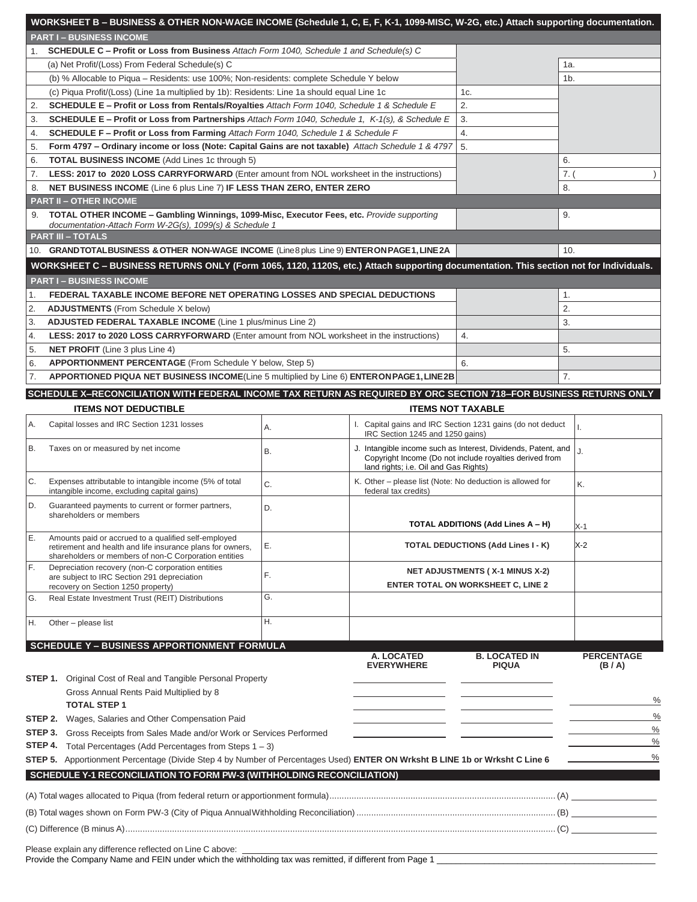## WORKSHEET B – BUSINESS & OTHER NON-WAGE INCOME (Schedule 1, C, E, F, K-1, 1099-MISC, W-2G, etc.) Attach supporting documentation.

### PART I – BUSINESS INCOME

| | | | |
|---|---|---|---|
| 1. | **SCHEDULE C – Profit or Loss from Business** *Attach Form 1040, Schedule 1 and Schedule(s) C* | | |
| | (a) Net Profit/(Loss) From Federal Schedule(s) C | | 1a. |
| | (b) % Allocable to Piqua – Residents: use 100%; Non-residents: complete Schedule Y below | | 1b. |
| | (c) Piqua Profit/(Loss) (Line 1a multiplied by 1b): Residents: Line 1a should equal Line 1c | 1c. | |
| 2. | **SCHEDULE E – Profit or Loss from Rentals/Royalties** *Attach Form 1040, Schedule 1 & Schedule E* | 2. | |
| 3. | **SCHEDULE E – Profit or Loss from Partnerships** *Attach Form 1040, Schedule 1, K-1(s), & Schedule E* | 3. | |
| 4. | **SCHEDULE F – Profit or Loss from Farming** *Attach Form 1040, Schedule 1 & Schedule F* | 4. | |
| 5. | **Form 4797 – Ordinary income or loss (Note: Capital Gains are not taxable)** *Attach Schedule 1 & 4797* | 5. | |
| 6. | **TOTAL BUSINESS INCOME** (Add Lines 1c through 5) | | 6. |
| 7. | **LESS: 2017 to 2020 LOSS CARRYFORWARD** (Enter amount from NOL worksheet in the instructions) | | 7. ( ) |
| 8. | **NET BUSINESS INCOME** (Line 6 plus Line 7) **IF LESS THAN ZERO, ENTER ZERO** | | 8. |

### PART II – OTHER INCOME

| | | | |
|---|---|---|---|
| 9. | **TOTAL OTHER INCOME – Gambling Winnings, 1099-Misc, Executor Fees, etc.** *Provide supporting documentation-Attach Form W-2G(s), 1099(s) & Schedule 1* | | 9. |

### PART III – TOTALS

| | | | |
|---|---|---|---|
| 10. | **GRAND TOTAL BUSINESS & OTHER NON-WAGE INCOME** (Line 8 plus Line 9) **ENTER ON PAGE 1, LINE 2A** | | 10. |

## WORKSHEET C – BUSINESS RETURNS ONLY (Form 1065, 1120, 1120S, etc.) Attach supporting documentation. This section not for Individuals.

### PART I – BUSINESS INCOME

| | | | |
|---|---|---|---|
| 1. | **FEDERAL TAXABLE INCOME BEFORE NET OPERATING LOSSES AND SPECIAL DEDUCTIONS** | | 1. |
| 2. | **ADJUSTMENTS** (From Schedule X below) | | 2. |
| 3. | **ADJUSTED FEDERAL TAXABLE INCOME** (Line 1 plus/minus Line 2) | | 3. |
| 4. | **LESS: 2017 to 2020 LOSS CARRYFORWARD** (Enter amount from NOL worksheet in the instructions) | 4. | |
| 5. | **NET PROFIT** (Line 3 plus Line 4) | | 5. |
| 6. | **APPORTIONMENT PERCENTAGE** (From Schedule Y below, Step 5) | 6. | |
| 7. | **APPORTIONED PIQUA NET BUSINESS INCOME** (Line 5 multiplied by Line 6) **ENTER ON PAGE 1, LINE 2B** | | 7. |

## SCHEDULE X–RECONCILIATION WITH FEDERAL INCOME TAX RETURN AS REQUIRED BY ORC SECTION 718–FOR BUSINESS RETURNS ONLY

| ITEMS NOT DEDUCTIBLE | | ITEMS NOT TAXABLE | |
|---|---|---|---|
| A. Capital losses and IRC Section 1231 losses | A. | I. Capital gains and IRC Section 1231 gains (do not deduct IRC Section 1245 and 1250 gains) | I. |
| B. Taxes on or measured by net income | B. | J. Intangible income such as Interest, Dividends, Patent, and Copyright Income (Do not include royalties derived from land rights; i.e. Oil and Gas Rights) | J. |
| C. Expenses attributable to intangible income (5% of total intangible income, excluding capital gains) | C. | K. Other – please list (Note: No deduction is allowed for federal tax credits) | K. |
| D. Guaranteed payments to current or former partners, shareholders or members | D. | **TOTAL ADDITIONS (Add Lines A – H)** | X-1 |
| E. Amounts paid or accrued to a qualified self-employed retirement and health and life insurance plans for owners, shareholders or members of non-C Corporation entities | E. | **TOTAL DEDUCTIONS (Add Lines I - K)** | X-2 |
| F. Depreciation recovery (non-C corporation entities are subject to IRC Section 291 depreciation recovery on Section 1250 property) | F. | **NET ADJUSTMENTS ( X-1 MINUS X-2)** **ENTER TOTAL ON WORKSHEET C, LINE 2** | |
| G. Real Estate Investment Trust (REIT) Distributions | G. | | |
| H. Other – please list | H. | | |

## SCHEDULE Y – BUSINESS APPORTIONMENT FORMULA

| | A. LOCATED EVERYWHERE | B. LOCATED IN PIQUA | PERCENTAGE (B / A) |
|---|---|---|---|
| **STEP 1.** Original Cost of Real and Tangible Personal Property | | | |
| Gross Annual Rents Paid Multiplied by 8 | | | |
| **TOTAL STEP 1** | | | % |
| **STEP 2.** Wages, Salaries and Other Compensation Paid | | | % |
| **STEP 3.** Gross Receipts from Sales Made and/or Work or Services Performed | | | % |
| **STEP 4.** Total Percentages (Add Percentages from Steps 1 – 3) | | | % |
| **STEP 5.** Apportionment Percentage (Divide Step 4 by Number of Percentages Used) **ENTER ON Wrksht B LINE 1b or Wrksht C Line 6** | | | % |

## SCHEDULE Y-1 RECONCILIATION TO FORM PW-3 (WITHHOLDING RECONCILIATION)

(A) Total wages allocated to Piqua (from federal return or apportionment formula)........................................ (A) ____________

(B) Total wages shown on Form PW-3 (City of Piqua Annual Withholding Reconciliation)........................................ (B) ____________

(C) Difference (B minus A)........................................ (C) ____________

Please explain any difference reflected on Line C above: ____________

Provide the Company Name and FEIN under which the withholding tax was remitted, if different from Page 1 ____________